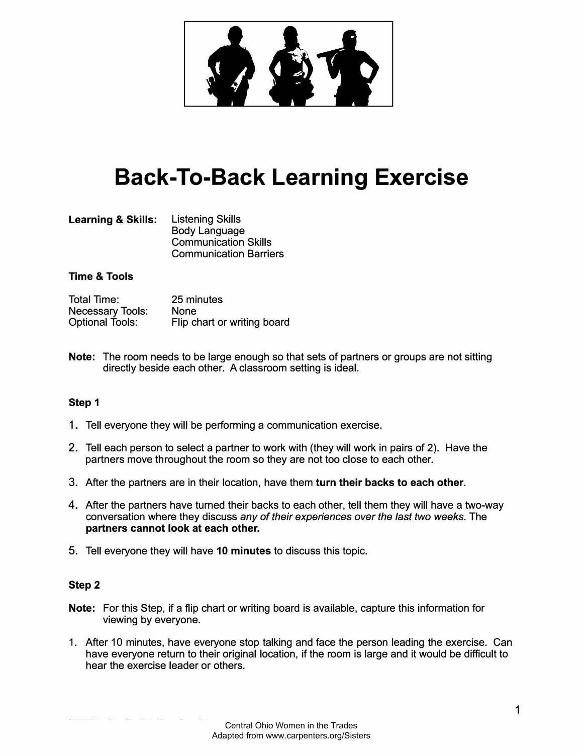# Back-To-Back Learning Exercise

| | |
|---|---|
| **Learning & Skills:** | Listening Skills<br>Body Language<br>Communication Skills<br>Communication Barriers |

**Time & Tools**

| | |
|---|---|
| Total Time: | 25 minutes |
| Necessary Tools: | None |
| Optional Tools: | Flip chart or writing board |

**Note:** The room needs to be large enough so that sets of partners or groups are not sitting directly beside each other. A classroom setting is ideal.

**Step 1**

1. Tell everyone they will be performing a communication exercise.
2. Tell each person to select a partner to work with (they will work in pairs of 2). Have the partners move throughout the room so they are not too close to each other.
3. After the partners are in their location, have them **turn their backs to each other**.
4. After the partners have turned their backs to each other, tell them they will have a two-way conversation where they discuss *any of their experiences over the last two weeks*. The **partners cannot look at each other.**
5. Tell everyone they will have **10 minutes** to discuss this topic.

**Step 2**

**Note:** For this Step, if a flip chart or writing board is available, capture this information for viewing by everyone.

1. After 10 minutes, have everyone stop talking and face the person leading the exercise. Can have everyone return to their original location, if the room is large and it would be difficult to hear the exercise leader or others.

Central Ohio Women in the Trades
Adapted from www.carpenters.org/Sisters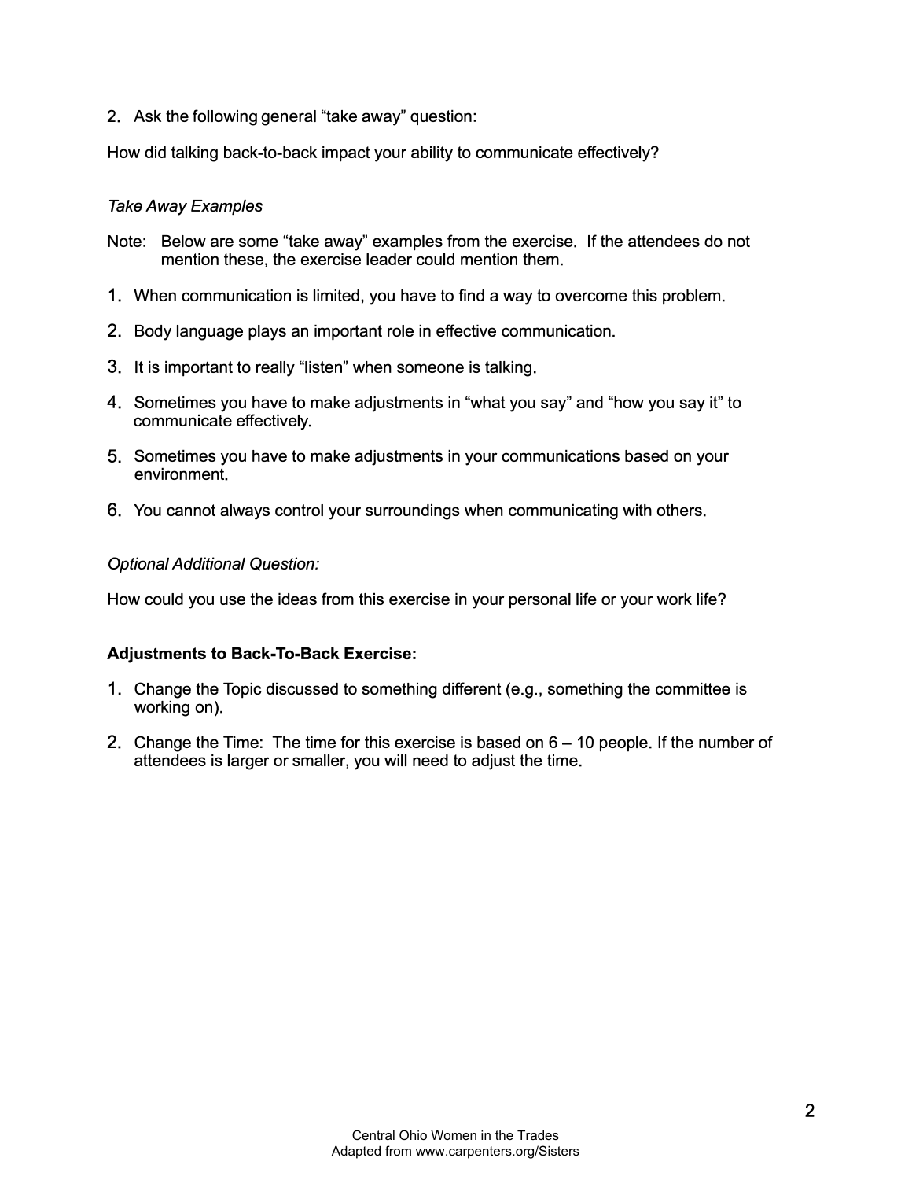2. Ask the following general "take away" question:

How did talking back-to-back impact your ability to communicate effectively?

*Take Away Examples*

Note: Below are some "take away" examples from the exercise. If the attendees do not mention these, the exercise leader could mention them.

1. When communication is limited, you have to find a way to overcome this problem.
2. Body language plays an important role in effective communication.
3. It is important to really "listen" when someone is talking.
4. Sometimes you have to make adjustments in "what you say" and "how you say it" to communicate effectively.
5. Sometimes you have to make adjustments in your communications based on your environment.
6. You cannot always control your surroundings when communicating with others.

*Optional Additional Question:*

How could you use the ideas from this exercise in your personal life or your work life?

**Adjustments to Back-To-Back Exercise:**

1. Change the Topic discussed to something different (e.g., something the committee is working on).
2. Change the Time: The time for this exercise is based on 6 – 10 people. If the number of attendees is larger or smaller, you will need to adjust the time.

Central Ohio Women in the Trades
Adapted from www.carpenters.org/Sisters